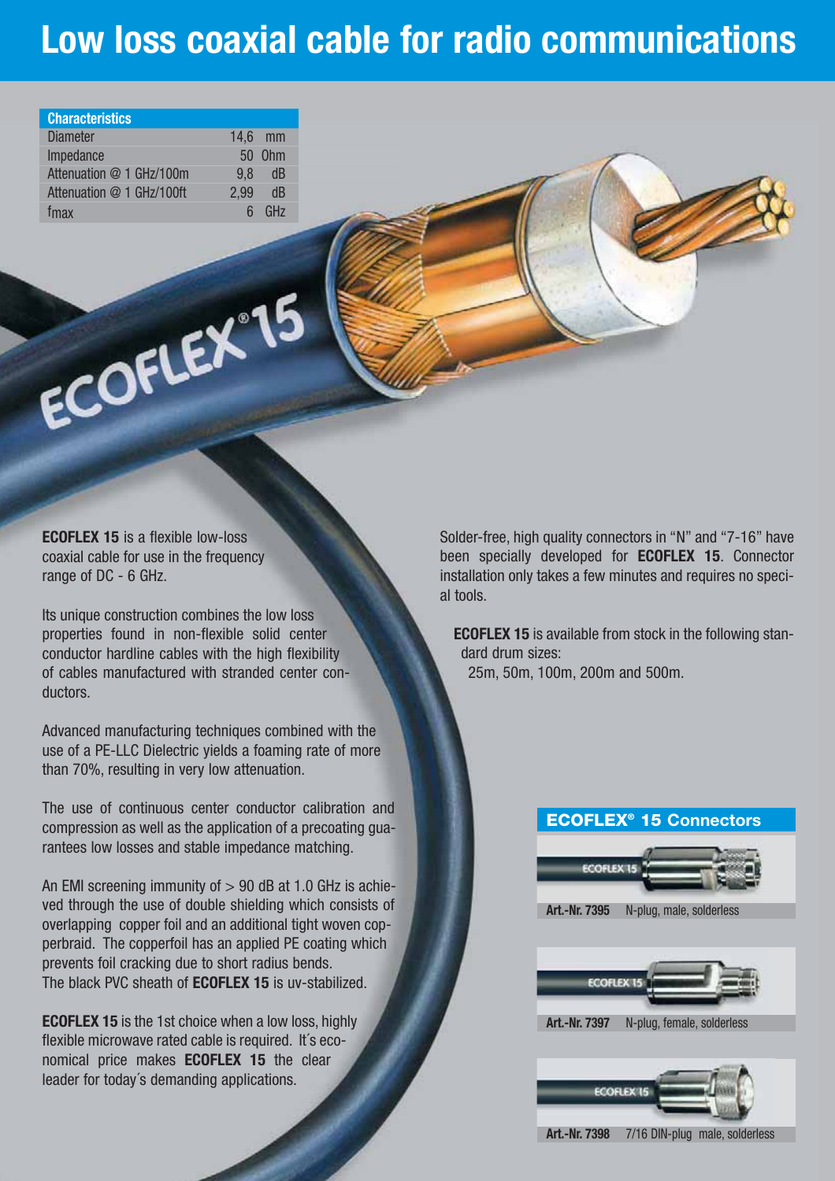# Low loss coaxial cable for radio communications

| Characteristics | |
|---|---|
| Diameter | 14,6 mm |
| Impedance | 50 Ohm |
| Attenuation @ 1 GHz/100m | 9,8 dB |
| Attenuation @ 1 GHz/100ft | 2,99 dB |
| fmax | 6 GHz |

**ECOFLEX 15** is a flexible low-loss coaxial cable for use in the frequency range of DC - 6 GHz.

Its unique construction combines the low loss properties found in non-flexible solid center conductor hardline cables with the high flexibility of cables manufactured with stranded center conductors.

Advanced manufacturing techniques combined with the use of a PE-LLC Dielectric yields a foaming rate of more than 70%, resulting in very low attenuation.

The use of continuous center conductor calibration and compression as well as the application of a precoating guarantees low losses and stable impedance matching.

An EMI screening immunity of > 90 dB at 1.0 GHz is achieved through the use of double shielding which consists of overlapping copper foil and an additional tight woven copperbraid. The copperfoil has an applied PE coating which prevents foil cracking due to short radius bends. The black PVC sheath of **ECOFLEX 15** is uv-stabilized.

**ECOFLEX 15** is the 1st choice when a low loss, highly flexible microwave rated cable is required. It´s economical price makes **ECOFLEX 15** the clear leader for today´s demanding applications.

Solder-free, high quality connectors in "N" and "7-16" have been specially developed for **ECOFLEX 15**. Connector installation only takes a few minutes and requires no special tools.

**ECOFLEX 15** is available from stock in the following standard drum sizes:
25m, 50m, 100m, 200m and 500m.

## ECOFLEX® 15 Connectors

**Art.-Nr. 7395** N-plug, male, solderless

**Art.-Nr. 7397** N-plug, female, solderless

**Art.-Nr. 7398** 7/16 DIN-plug male, solderless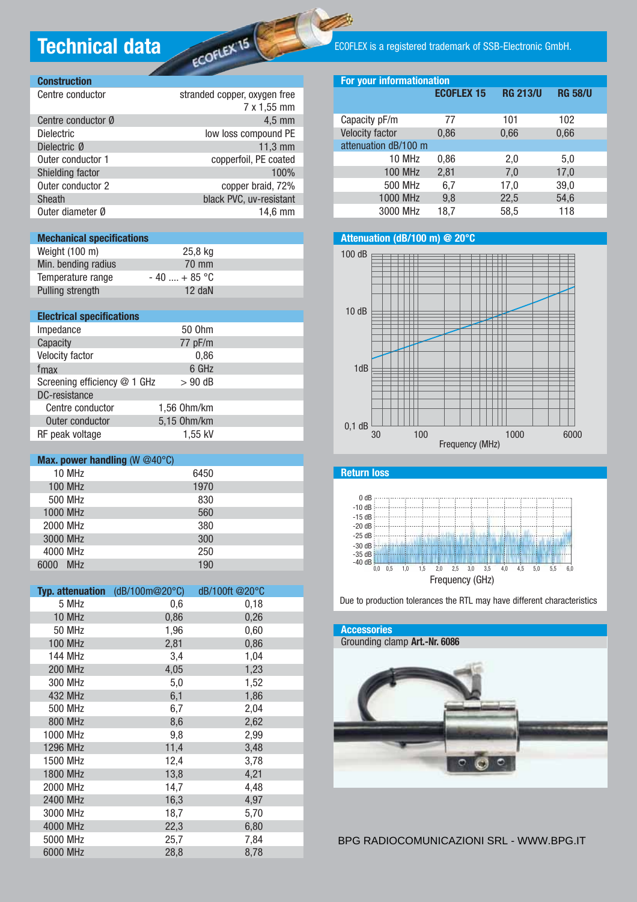# Technical data

ECOFLEX is a registered trademark of SSB-Electronic GmbH.

## Construction

| | |
|---|---|
| Centre conductor | stranded copper, oxygen free 7 x 1,55 mm |
| Centre conductor Ø | 4,5 mm |
| Dielectric | low loss compound PE |
| Dielectric Ø | 11,3 mm |
| Outer conductor 1 | copperfoil, PE coated |
| Shielding factor | 100% |
| Outer conductor 2 | copper braid, 72% |
| Sheath | black PVC, uv-resistant |
| Outer diameter Ø | 14,6 mm |

## Mechanical specifications

| | |
|---|---|
| Weight (100 m) | 25,8 kg |
| Min. bending radius | 70 mm |
| Temperature range | - 40 .... + 85 °C |
| Pulling strength | 12 daN |

## Electrical specifications

| | |
|---|---|
| Impedance | 50 Ohm |
| Capacity | 77 pF/m |
| Velocity factor | 0,86 |
| $f_{max}$ | 6 GHz |
| Screening efficiency @ 1 GHz | > 90 dB |
| DC-resistance | |
| Centre conductor | 1,56 Ohm/km |
| Outer conductor | 5,15 Ohm/km |
| RF peak voltage | 1,55 kV |

## Max. power handling (W @40°C)

| | |
|---|---|
| 10 MHz | 6450 |
| 100 MHz | 1970 |
| 500 MHz | 830 |
| 1000 MHz | 560 |
| 2000 MHz | 380 |
| 3000 MHz | 300 |
| 4000 MHz | 250 |
| 6000 MHz | 190 |

## Typ. attenuation

| | (dB/100m@20°C) | dB/100ft @20°C |
|---|---|---|
| 5 MHz | 0,6 | 0,18 |
| 10 MHz | 0,86 | 0,26 |
| 50 MHz | 1,96 | 0,60 |
| 100 MHz | 2,81 | 0,86 |
| 144 MHz | 3,4 | 1,04 |
| 200 MHz | 4,05 | 1,23 |
| 300 MHz | 5,0 | 1,52 |
| 432 MHz | 6,1 | 1,86 |
| 500 MHz | 6,7 | 2,04 |
| 800 MHz | 8,6 | 2,62 |
| 1000 MHz | 9,8 | 2,99 |
| 1296 MHz | 11,4 | 3,48 |
| 1500 MHz | 12,4 | 3,78 |
| 1800 MHz | 13,8 | 4,21 |
| 2000 MHz | 14,7 | 4,48 |
| 2400 MHz | 16,3 | 4,97 |
| 3000 MHz | 18,7 | 5,70 |
| 4000 MHz | 22,3 | 6,80 |
| 5000 MHz | 25,7 | 7,84 |
| 6000 MHz | 28,8 | 8,78 |

## For your information

| | ECOFLEX 15 | RG 213/U | RG 58/U |
|---|---|---|---|
| Capacity pF/m | 77 | 101 | 102 |
| Velocity factor | 0,86 | 0,66 | 0,66 |
| attenuation dB/100 m | | | |
| 10 MHz | 0,86 | 2,0 | 5,0 |
| 100 MHz | 2,81 | 7,0 | 17,0 |
| 500 MHz | 6,7 | 17,0 | 39,0 |
| 1000 MHz | 9,8 | 22,5 | 54,6 |
| 3000 MHz | 18,7 | 58,5 | 118 |

## Attenuation (dB/100 m) @ 20°C

100 dB
10 dB
1dB
0,1 dB
30
100
1000
6000
Frequency (MHz)

## Return loss

0 dB
-10 dB
-15 dB
-20 dB
-25 dB
-30 dB
-35 dB
-40 dB
0,0 0,5 1,0 1,5 2,0 2,5 3,0 3,5 4,0 4,5 5,0 5,5 6,0
Frequency (GHz)

Due to production tolerances the RTL may have different characteristics

## Accessories

Grounding clamp **Art.-Nr. 6086**

BPG RADIOCOMUNICAZIONI SRL - WWW.BPG.IT